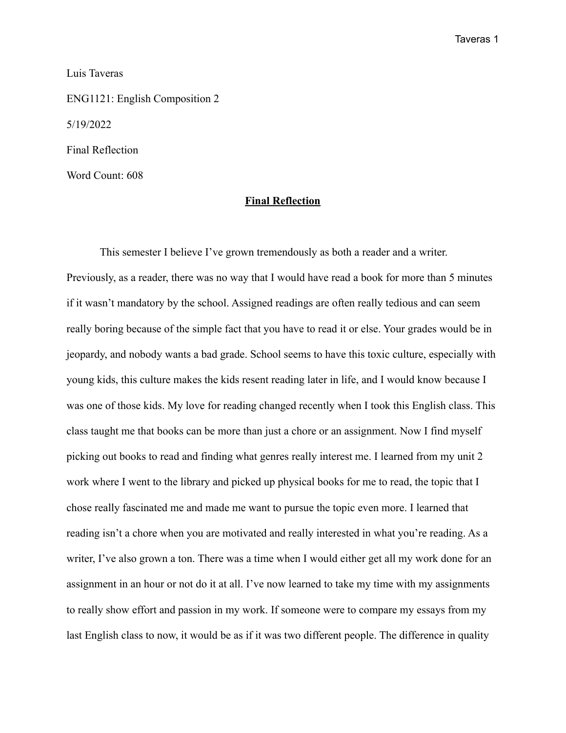Luis Taveras

ENG1121: English Composition 2

5/19/2022

Final Reflection

Word Count: 608

**<u>Final Reflection</u>**

This semester I believe I've grown tremendously as both a reader and a writer. Previously, as a reader, there was no way that I would have read a book for more than 5 minutes if it wasn't mandatory by the school. Assigned readings are often really tedious and can seem really boring because of the simple fact that you have to read it or else. Your grades would be in jeopardy, and nobody wants a bad grade. School seems to have this toxic culture, especially with young kids, this culture makes the kids resent reading later in life, and I would know because I was one of those kids. My love for reading changed recently when I took this English class. This class taught me that books can be more than just a chore or an assignment. Now I find myself picking out books to read and finding what genres really interest me. I learned from my unit 2 work where I went to the library and picked up physical books for me to read, the topic that I chose really fascinated me and made me want to pursue the topic even more. I learned that reading isn't a chore when you are motivated and really interested in what you're reading. As a writer, I've also grown a ton. There was a time when I would either get all my work done for an assignment in an hour or not do it at all. I've now learned to take my time with my assignments to really show effort and passion in my work. If someone were to compare my essays from my last English class to now, it would be as if it was two different people. The difference in quality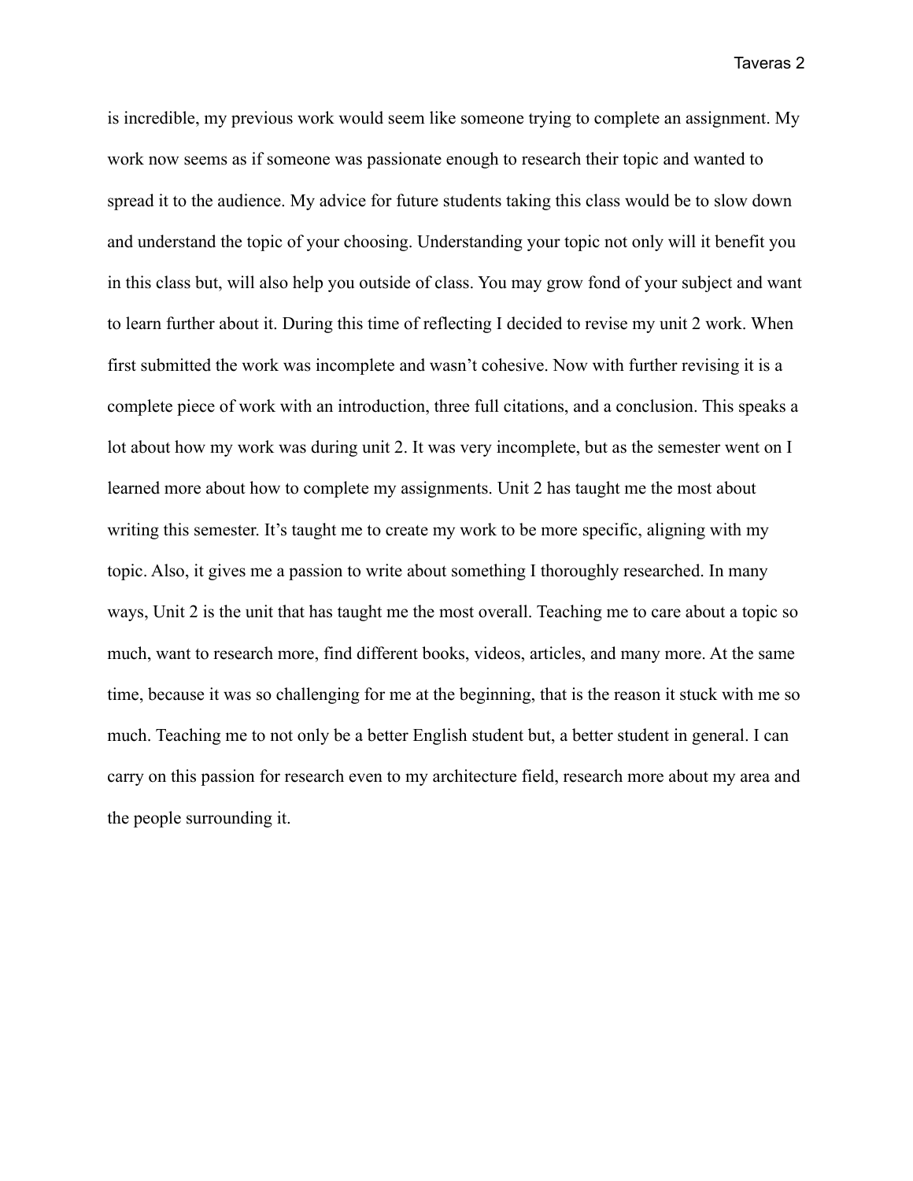is incredible, my previous work would seem like someone trying to complete an assignment. My work now seems as if someone was passionate enough to research their topic and wanted to spread it to the audience. My advice for future students taking this class would be to slow down and understand the topic of your choosing. Understanding your topic not only will it benefit you in this class but, will also help you outside of class. You may grow fond of your subject and want to learn further about it. During this time of reflecting I decided to revise my unit 2 work. When first submitted the work was incomplete and wasn't cohesive. Now with further revising it is a complete piece of work with an introduction, three full citations, and a conclusion. This speaks a lot about how my work was during unit 2. It was very incomplete, but as the semester went on I learned more about how to complete my assignments. Unit 2 has taught me the most about writing this semester. It's taught me to create my work to be more specific, aligning with my topic. Also, it gives me a passion to write about something I thoroughly researched. In many ways, Unit 2 is the unit that has taught me the most overall. Teaching me to care about a topic so much, want to research more, find different books, videos, articles, and many more. At the same time, because it was so challenging for me at the beginning, that is the reason it stuck with me so much. Teaching me to not only be a better English student but, a better student in general. I can carry on this passion for research even to my architecture field, research more about my area and the people surrounding it.